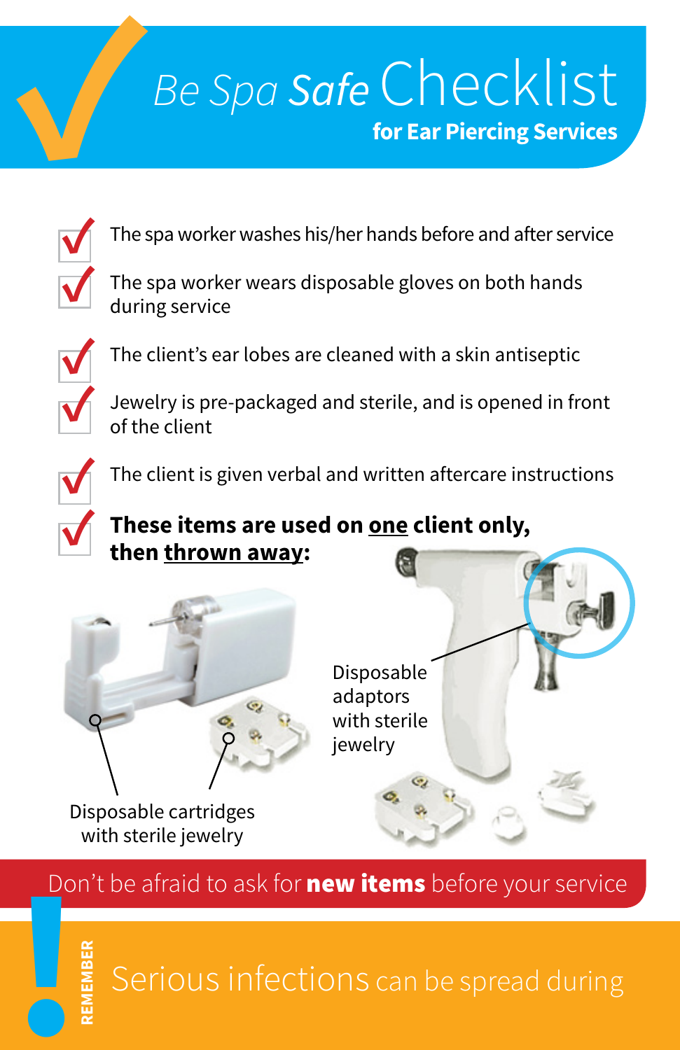# *Be Spa* ***Safe*** Checklist

## for Ear Piercing Services

- ✓ The spa worker washes his/her hands before and after service
- ✓ The spa worker wears disposable gloves on both hands during service
- ✓ The client's ear lobes are cleaned with a skin antiseptic
- ✓ Jewelry is pre-packaged and sterile, and is opened in front of the client
- ✓ The client is given verbal and written aftercare instructions
- ✓ **These items are used on <u>one</u> client only, then <u>thrown away</u>:**

Disposable cartridges with sterile jewelry

Disposable adaptors with sterile jewelry

Don't be afraid to ask for **new items** before your service

**REMEMBER**

Serious infections can be spread during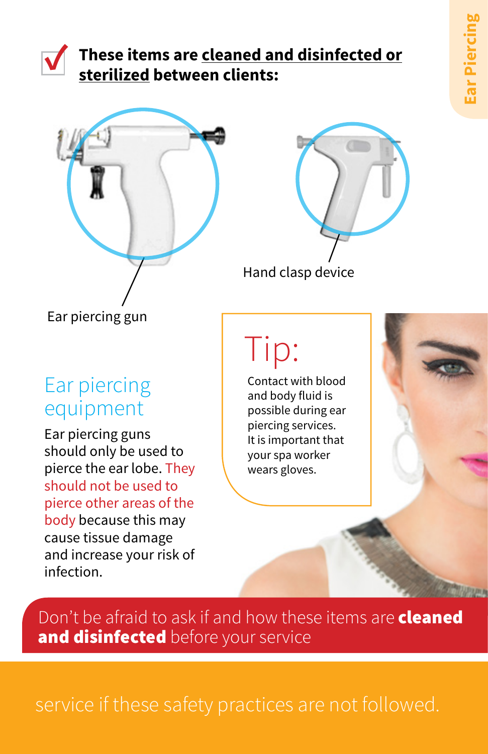**These items are cleaned and disinfected or sterilized between clients:**

Ear piercing gun

Hand clasp device

## Ear piercing equipment

Ear piercing guns should only be used to pierce the ear lobe. They should not be used to pierce other areas of the body because this may cause tissue damage and increase your risk of infection.

## Tip:

Contact with blood and body fluid is possible during ear piercing services. It is important that your spa worker wears gloves.

Don't be afraid to ask if and how these items are **cleaned and disinfected** before your service

service if these safety practices are not followed.